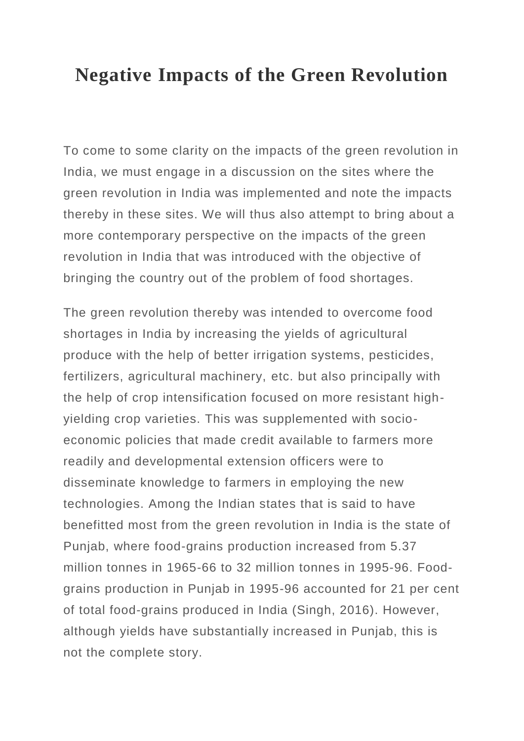# Negative Impacts of the Green Revolution

To come to some clarity on the impacts of the green revolution in India, we must engage in a discussion on the sites where the green revolution in India was implemented and note the impacts thereby in these sites. We will thus also attempt to bring about a more contemporary perspective on the impacts of the green revolution in India that was introduced with the objective of bringing the country out of the problem of food shortages.

The green revolution thereby was intended to overcome food shortages in India by increasing the yields of agricultural produce with the help of better irrigation systems, pesticides, fertilizers, agricultural machinery, etc. but also principally with the help of crop intensification focused on more resistant high-yielding crop varieties. This was supplemented with socio-economic policies that made credit available to farmers more readily and developmental extension officers were to disseminate knowledge to farmers in employing the new technologies. Among the Indian states that is said to have benefitted most from the green revolution in India is the state of Punjab, where food-grains production increased from 5.37 million tonnes in 1965-66 to 32 million tonnes in 1995-96. Food-grains production in Punjab in 1995-96 accounted for 21 per cent of total food-grains produced in India (Singh, 2016). However, although yields have substantially increased in Punjab, this is not the complete story.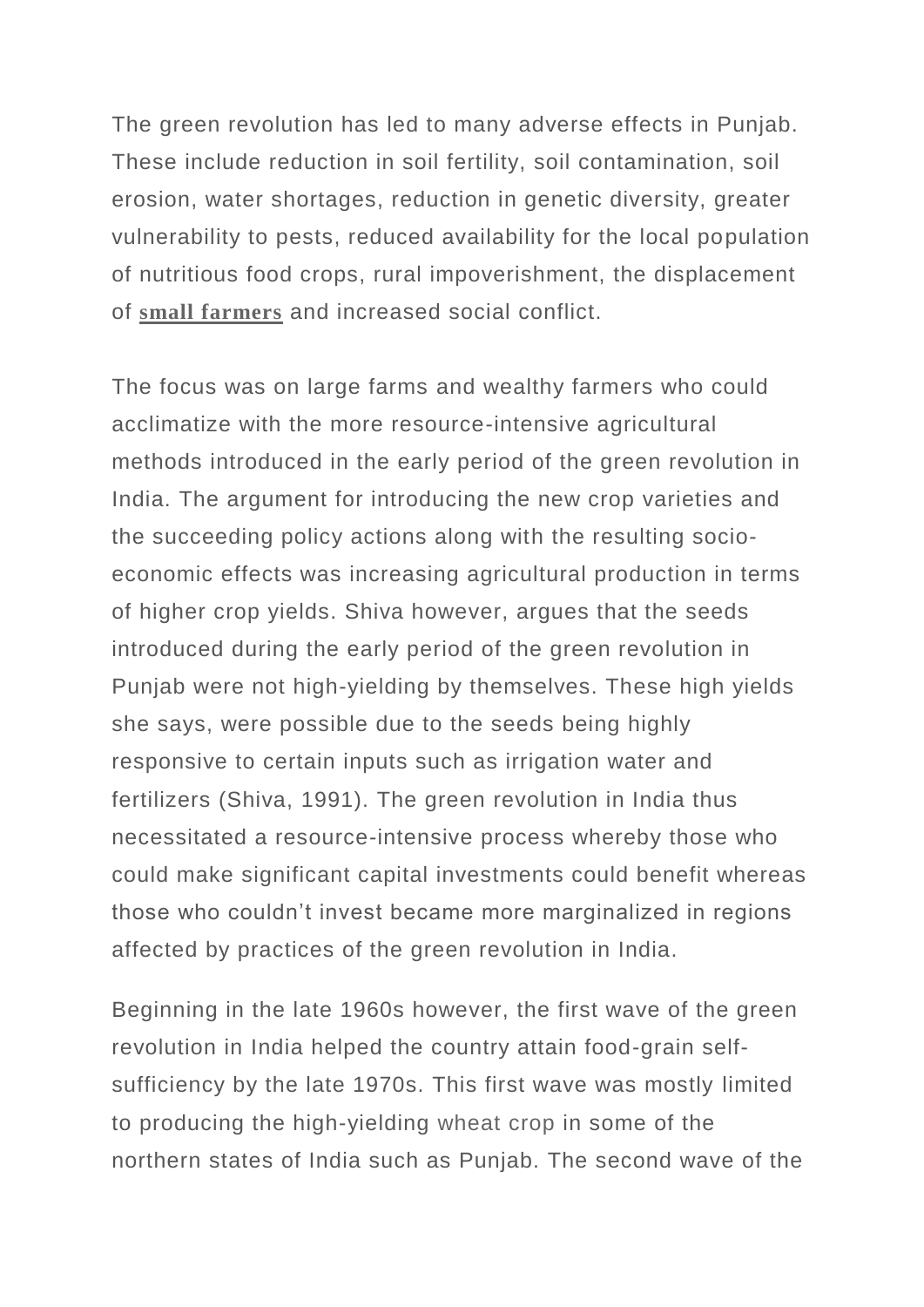The green revolution has led to many adverse effects in Punjab. These include reduction in soil fertility, soil contamination, soil erosion, water shortages, reduction in genetic diversity, greater vulnerability to pests, reduced availability for the local population of nutritious food crops, rural impoverishment, the displacement of **small farmers** and increased social conflict.

The focus was on large farms and wealthy farmers who could acclimatize with the more resource-intensive agricultural methods introduced in the early period of the green revolution in India. The argument for introducing the new crop varieties and the succeeding policy actions along with the resulting socio-economic effects was increasing agricultural production in terms of higher crop yields. Shiva however, argues that the seeds introduced during the early period of the green revolution in Punjab were not high-yielding by themselves. These high yields she says, were possible due to the seeds being highly responsive to certain inputs such as irrigation water and fertilizers (Shiva, 1991). The green revolution in India thus necessitated a resource-intensive process whereby those who could make significant capital investments could benefit whereas those who couldn't invest became more marginalized in regions affected by practices of the green revolution in India.

Beginning in the late 1960s however, the first wave of the green revolution in India helped the country attain food-grain self-sufficiency by the late 1970s. This first wave was mostly limited to producing the high-yielding wheat crop in some of the northern states of India such as Punjab. The second wave of the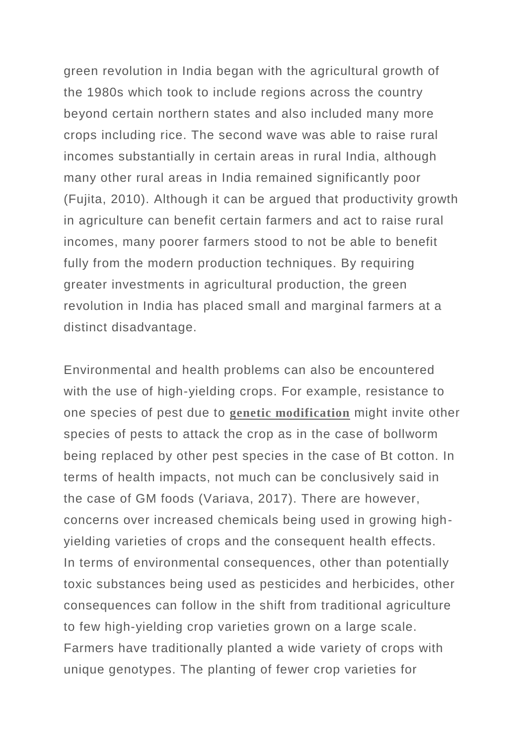green revolution in India began with the agricultural growth of the 1980s which took to include regions across the country beyond certain northern states and also included many more crops including rice. The second wave was able to raise rural incomes substantially in certain areas in rural India, although many other rural areas in India remained significantly poor (Fujita, 2010). Although it can be argued that productivity growth in agriculture can benefit certain farmers and act to raise rural incomes, many poorer farmers stood to not be able to benefit fully from the modern production techniques. By requiring greater investments in agricultural production, the green revolution in India has placed small and marginal farmers at a distinct disadvantage.

Environmental and health problems can also be encountered with the use of high-yielding crops. For example, resistance to one species of pest due to **genetic modification** might invite other species of pests to attack the crop as in the case of bollworm being replaced by other pest species in the case of Bt cotton. In terms of health impacts, not much can be conclusively said in the case of GM foods (Variava, 2017). There are however, concerns over increased chemicals being used in growing high-yielding varieties of crops and the consequent health effects. In terms of environmental consequences, other than potentially toxic substances being used as pesticides and herbicides, other consequences can follow in the shift from traditional agriculture to few high-yielding crop varieties grown on a large scale. Farmers have traditionally planted a wide variety of crops with unique genotypes. The planting of fewer crop varieties for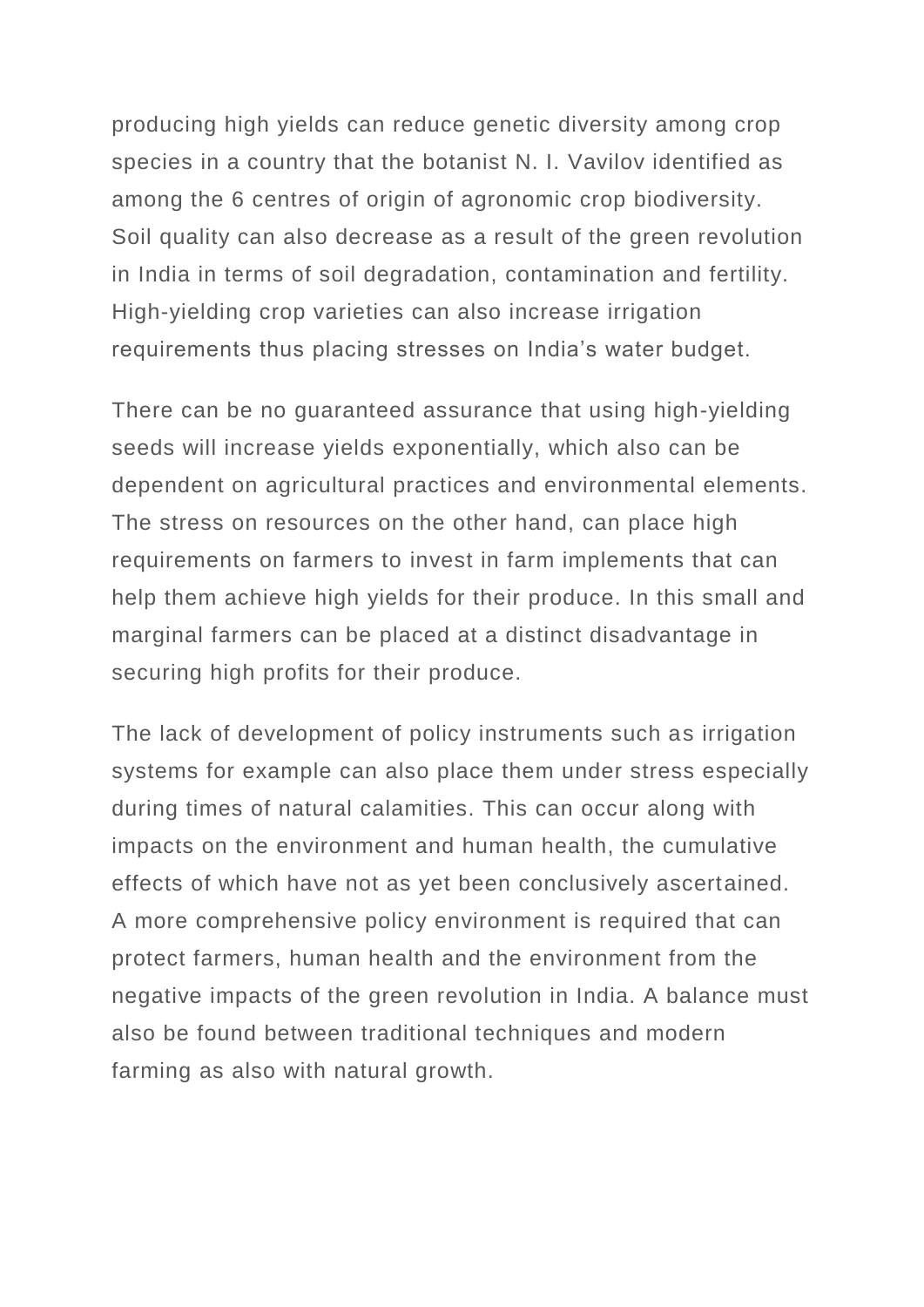producing high yields can reduce genetic diversity among crop species in a country that the botanist N. I. Vavilov identified as among the 6 centres of origin of agronomic crop biodiversity. Soil quality can also decrease as a result of the green revolution in India in terms of soil degradation, contamination and fertility. High-yielding crop varieties can also increase irrigation requirements thus placing stresses on India's water budget.

There can be no guaranteed assurance that using high-yielding seeds will increase yields exponentially, which also can be dependent on agricultural practices and environmental elements. The stress on resources on the other hand, can place high requirements on farmers to invest in farm implements that can help them achieve high yields for their produce. In this small and marginal farmers can be placed at a distinct disadvantage in securing high profits for their produce.

The lack of development of policy instruments such as irrigation systems for example can also place them under stress especially during times of natural calamities. This can occur along with impacts on the environment and human health, the cumulative effects of which have not as yet been conclusively ascertained. A more comprehensive policy environment is required that can protect farmers, human health and the environment from the negative impacts of the green revolution in India. A balance must also be found between traditional techniques and modern farming as also with natural growth.